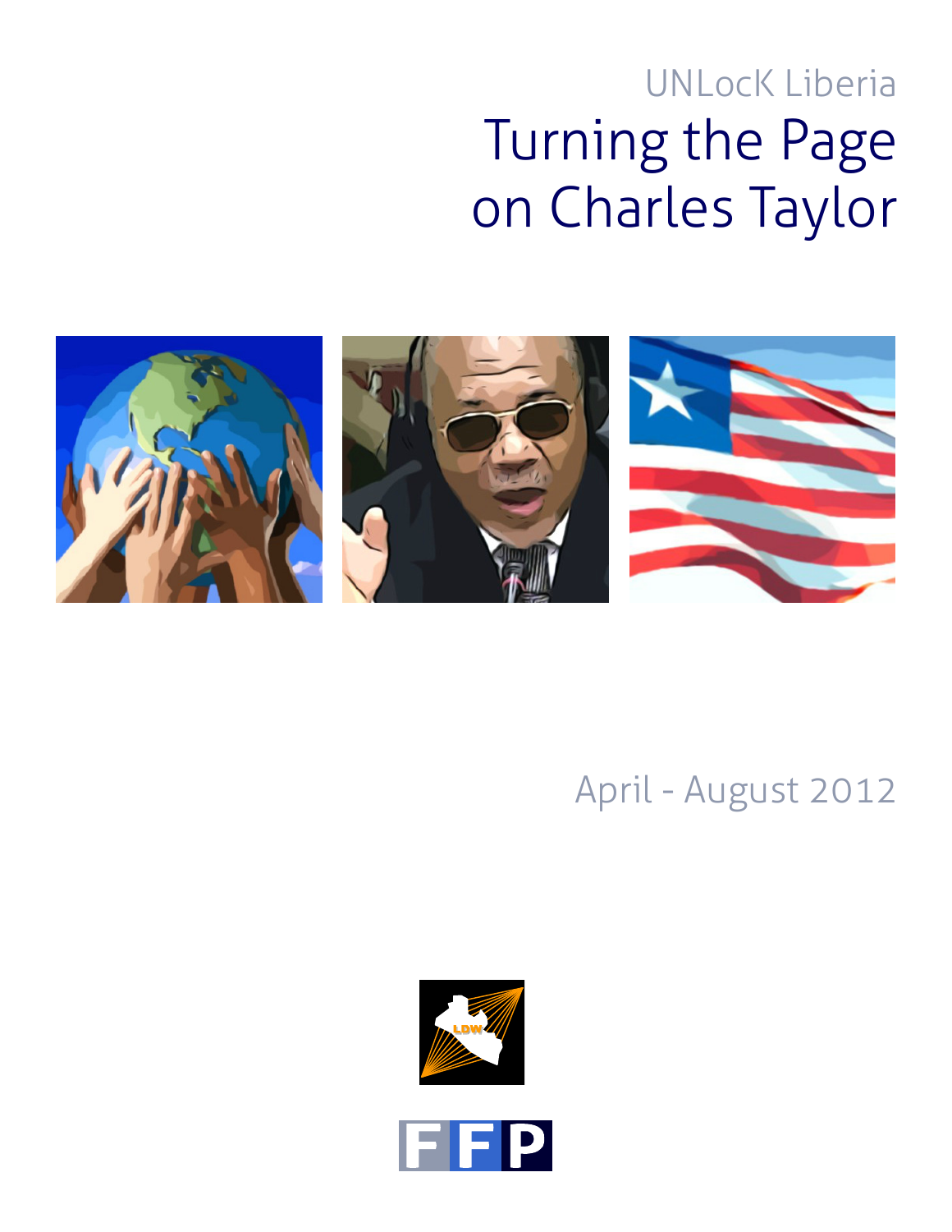UNLocK Liberia

# Turning the Page on Charles Taylor

April - August 2012

LDW

FFP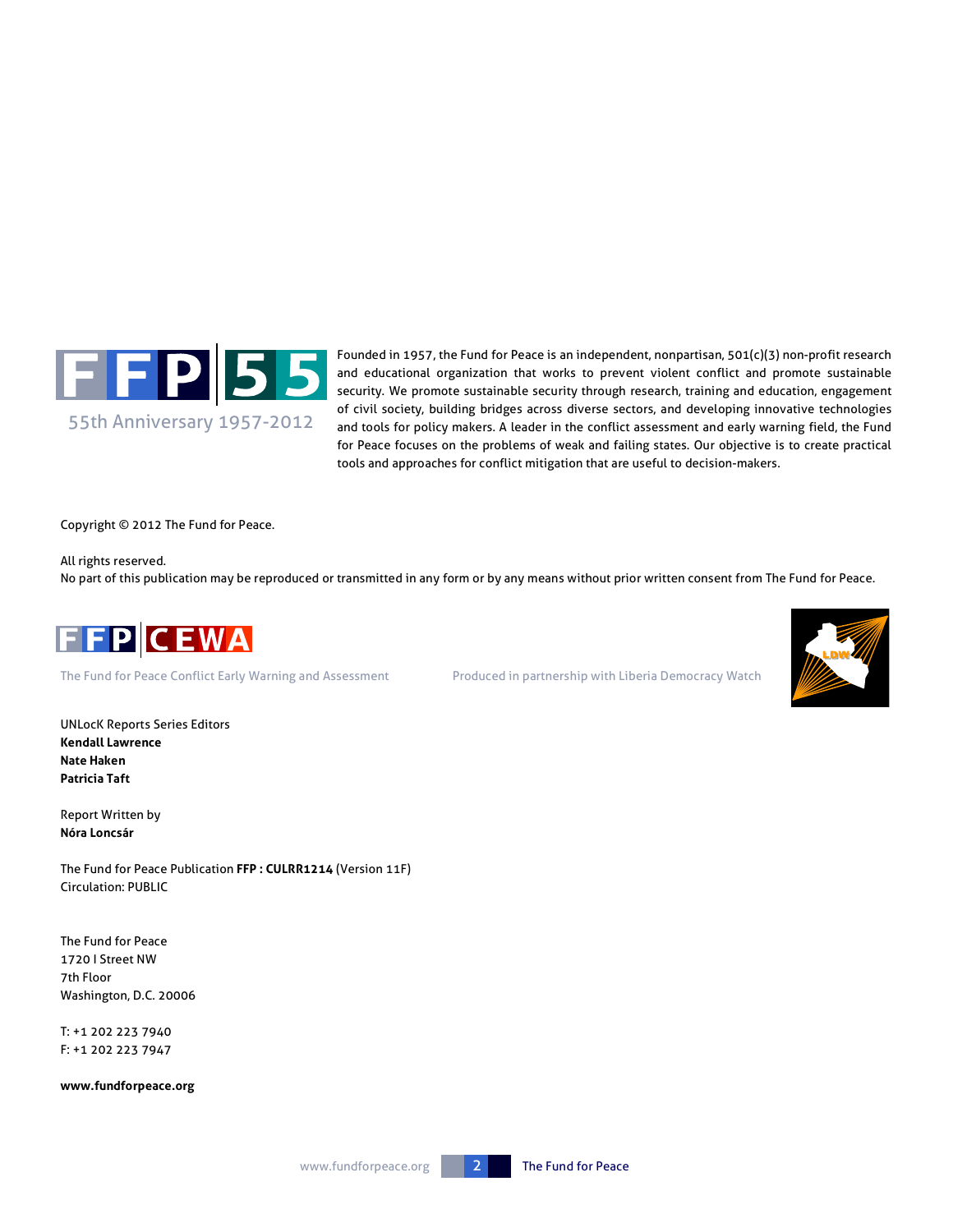FFP 55

55th Anniversary 1957-2012

Founded in 1957, the Fund for Peace is an independent, nonpartisan, 501(c)(3) non-profit research and educational organization that works to prevent violent conflict and promote sustainable security. We promote sustainable security through research, training and education, engagement of civil society, building bridges across diverse sectors, and developing innovative technologies and tools for policy makers. A leader in the conflict assessment and early warning field, the Fund for Peace focuses on the problems of weak and failing states. Our objective is to create practical tools and approaches for conflict mitigation that are useful to decision-makers.

Copyright © 2012 The Fund for Peace.

All rights reserved.
No part of this publication may be reproduced or transmitted in any form or by any means without prior written consent from The Fund for Peace.

FFP CEWA

The Fund for Peace Conflict Early Warning and Assessment

Produced in partnership with Liberia Democracy Watch

UNLocK Reports Series Editors
**Kendall Lawrence**
**Nate Haken**
**Patricia Taft**

Report Written by
**Nóra Loncsár**

The Fund for Peace Publication **FFP : CULRR1214** (Version 11F)
Circulation: PUBLIC

The Fund for Peace
1720 I Street NW
7th Floor
Washington, D.C. 20006

T: +1 202 223 7940
F: +1 202 223 7947

**www.fundforpeace.org**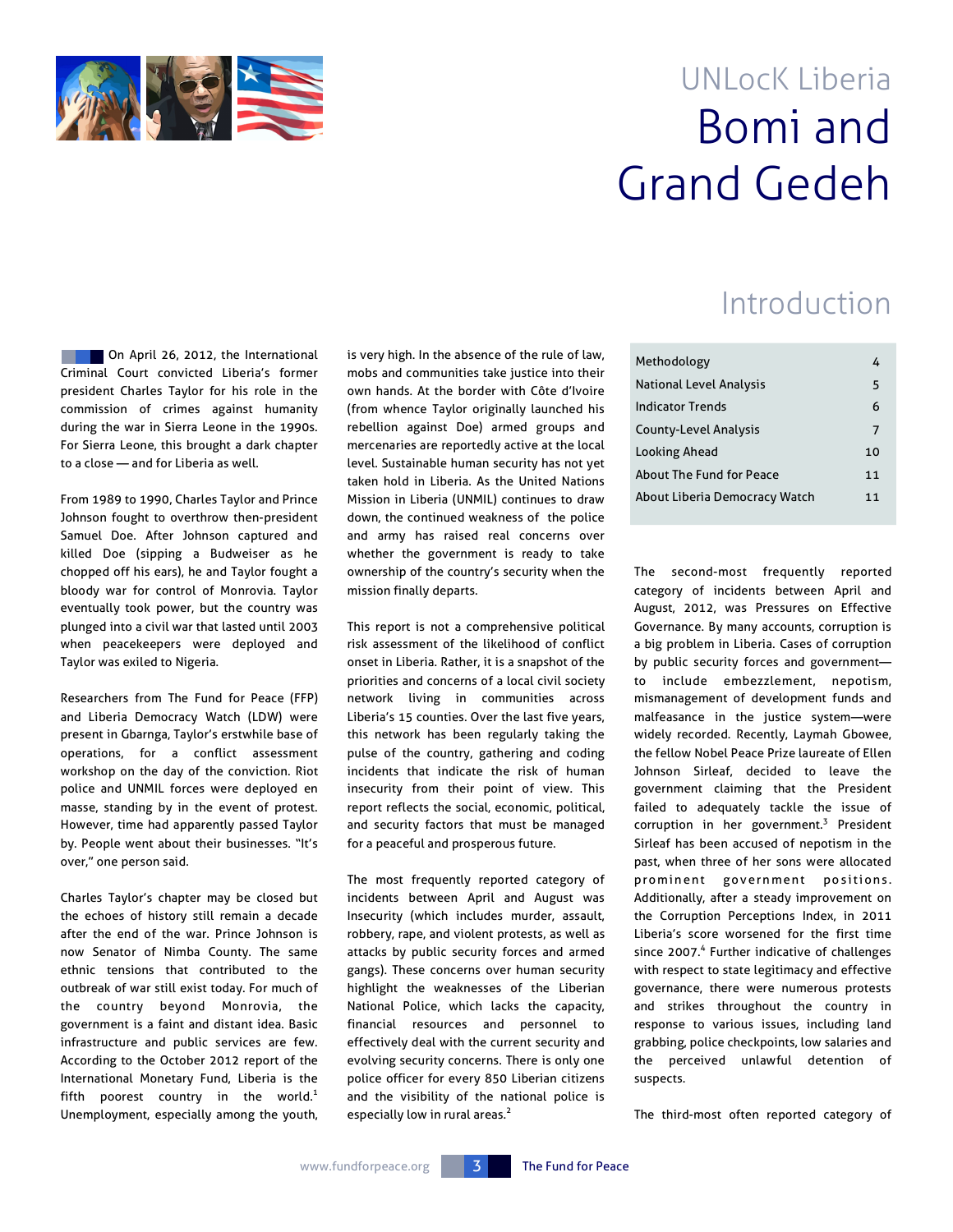# UNLocK Liberia

# Bomi and Grand Gedeh

## Introduction

| | |
|---|---|
| Methodology | 4 |
| National Level Analysis | 5 |
| Indicator Trends | 6 |
| County-Level Analysis | 7 |
| Looking Ahead | 10 |
| About The Fund for Peace | 11 |
| About Liberia Democracy Watch | 11 |

On April 26, 2012, the International Criminal Court convicted Liberia's former president Charles Taylor for his role in the commission of crimes against humanity during the war in Sierra Leone in the 1990s. For Sierra Leone, this brought a dark chapter to a close — and for Liberia as well.

From 1989 to 1990, Charles Taylor and Prince Johnson fought to overthrow then-president Samuel Doe. After Johnson captured and killed Doe (sipping a Budweiser as he chopped off his ears), he and Taylor fought a bloody war for control of Monrovia. Taylor eventually took power, but the country was plunged into a civil war that lasted until 2003 when peacekeepers were deployed and Taylor was exiled to Nigeria.

Researchers from The Fund for Peace (FFP) and Liberia Democracy Watch (LDW) were present in Gbarnga, Taylor's erstwhile base of operations, for a conflict assessment workshop on the day of the conviction. Riot police and UNMIL forces were deployed en masse, standing by in the event of protest. However, time had apparently passed Taylor by. People went about their businesses. "It's over," one person said.

Charles Taylor's chapter may be closed but the echoes of history still remain a decade after the end of the war. Prince Johnson is now Senator of Nimba County. The same ethnic tensions that contributed to the outbreak of war still exist today. For much of the country beyond Monrovia, the government is a faint and distant idea. Basic infrastructure and public services are few. According to the October 2012 report of the International Monetary Fund, Liberia is the fifth poorest country in the world.[1] Unemployment, especially among the youth, is very high. In the absence of the rule of law, mobs and communities take justice into their own hands. At the border with Côte d'Ivoire (from whence Taylor originally launched his rebellion against Doe) armed groups and mercenaries are reportedly active at the local level. Sustainable human security has not yet taken hold in Liberia. As the United Nations Mission in Liberia (UNMIL) continues to draw down, the continued weakness of the police and army has raised real concerns over whether the government is ready to take ownership of the country's security when the mission finally departs.

This report is not a comprehensive political risk assessment of the likelihood of conflict onset in Liberia. Rather, it is a snapshot of the priorities and concerns of a local civil society network living in communities across Liberia's 15 counties. Over the last five years, this network has been regularly taking the pulse of the country, gathering and coding incidents that indicate the risk of human insecurity from their point of view. This report reflects the social, economic, political, and security factors that must be managed for a peaceful and prosperous future.

The most frequently reported category of incidents between April and August was Insecurity (which includes murder, assault, robbery, rape, and violent protests, as well as attacks by public security forces and armed gangs). These concerns over human security highlight the weaknesses of the Liberian National Police, which lacks the capacity, financial resources and personnel to effectively deal with the current security and evolving security concerns. There is only one police officer for every 850 Liberian citizens and the visibility of the national police is especially low in rural areas.[2]

The second-most frequently reported category of incidents between April and August, 2012, was Pressures on Effective Governance. By many accounts, corruption is a big problem in Liberia. Cases of corruption by public security forces and government—to include embezzlement, nepotism, mismanagement of development funds and malfeasance in the justice system—were widely recorded. Recently, Laymah Gbowee, the fellow Nobel Peace Prize laureate of Ellen Johnson Sirleaf, decided to leave the government claiming that the President failed to adequately tackle the issue of corruption in her government.[3] President Sirleaf has been accused of nepotism in the past, when three of her sons were allocated prominent government positions. Additionally, after a steady improvement on the Corruption Perceptions Index, in 2011 Liberia's score worsened for the first time since 2007.[4] Further indicative of challenges with respect to state legitimacy and effective governance, there were numerous protests and strikes throughout the country in response to various issues, including land grabbing, police checkpoints, low salaries and the perceived unlawful detention of suspects.

The third-most often reported category of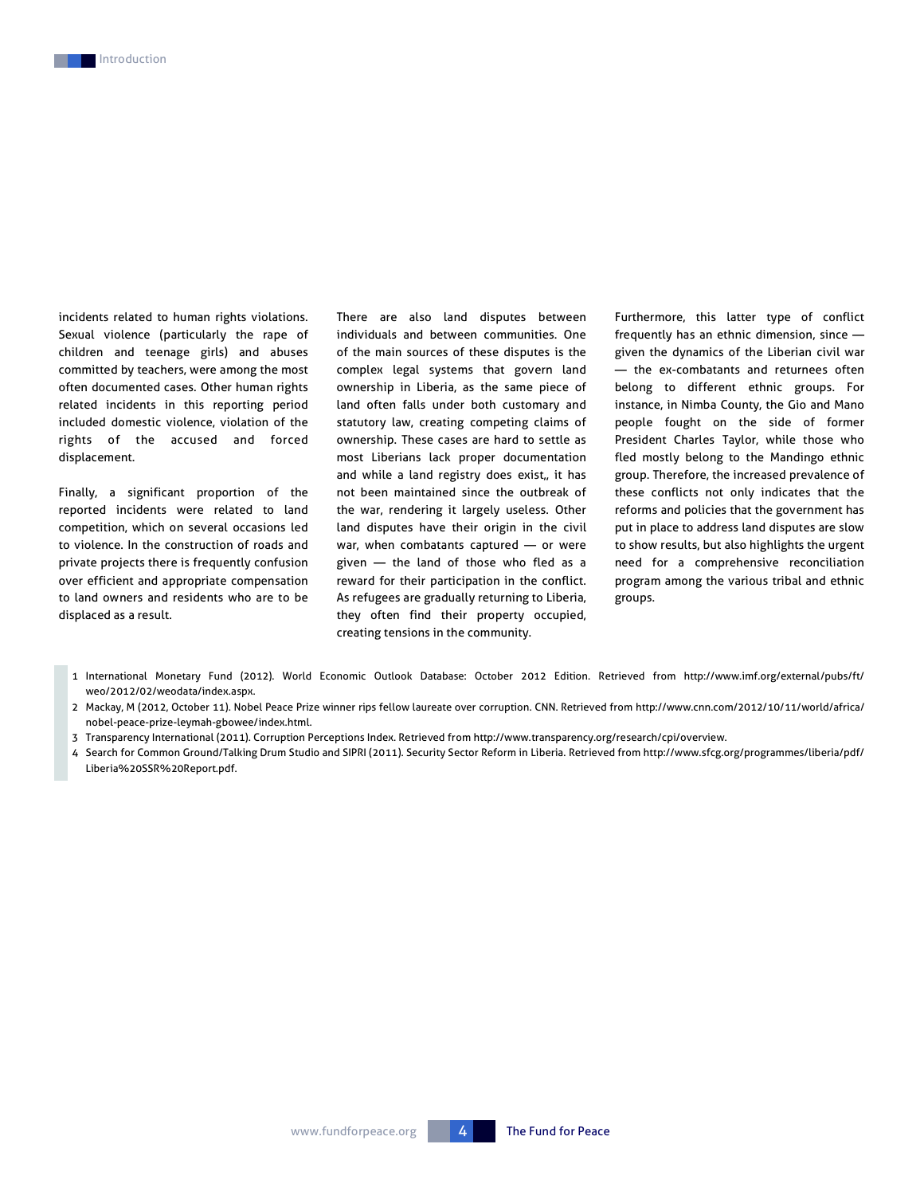incidents related to human rights violations. Sexual violence (particularly the rape of children and teenage girls) and abuses committed by teachers, were among the most often documented cases. Other human rights related incidents in this reporting period included domestic violence, violation of the rights of the accused and forced displacement.

Finally, a significant proportion of the reported incidents were related to land competition, which on several occasions led to violence. In the construction of roads and private projects there is frequently confusion over efficient and appropriate compensation to land owners and residents who are to be displaced as a result.

There are also land disputes between individuals and between communities. One of the main sources of these disputes is the complex legal systems that govern land ownership in Liberia, as the same piece of land often falls under both customary and statutory law, creating competing claims of ownership. These cases are hard to settle as most Liberians lack proper documentation and while a land registry does exist,, it has not been maintained since the outbreak of the war, rendering it largely useless. Other land disputes have their origin in the civil war, when combatants captured — or were given — the land of those who fled as a reward for their participation in the conflict. As refugees are gradually returning to Liberia, they often find their property occupied, creating tensions in the community.

Furthermore, this latter type of conflict frequently has an ethnic dimension, since — given the dynamics of the Liberian civil war — the ex-combatants and returnees often belong to different ethnic groups. For instance, in Nimba County, the Gio and Mano people fought on the side of former President Charles Taylor, while those who fled mostly belong to the Mandingo ethnic group. Therefore, the increased prevalence of these conflicts not only indicates that the reforms and policies that the government has put in place to address land disputes are slow to show results, but also highlights the urgent need for a comprehensive reconciliation program among the various tribal and ethnic groups.

1 International Monetary Fund (2012). World Economic Outlook Database: October 2012 Edition. Retrieved from http://www.imf.org/external/pubs/ft/weo/2012/02/weodata/index.aspx.

2 Mackay, M (2012, October 11). Nobel Peace Prize winner rips fellow laureate over corruption. CNN. Retrieved from http://www.cnn.com/2012/10/11/world/africa/nobel-peace-prize-leymah-gbowee/index.html.

3 Transparency International (2011). Corruption Perceptions Index. Retrieved from http://www.transparency.org/research/cpi/overview.

4 Search for Common Ground/Talking Drum Studio and SIPRI (2011). Security Sector Reform in Liberia. Retrieved from http://www.sfcg.org/programmes/liberia/pdf/Liberia%20SSR%20Report.pdf.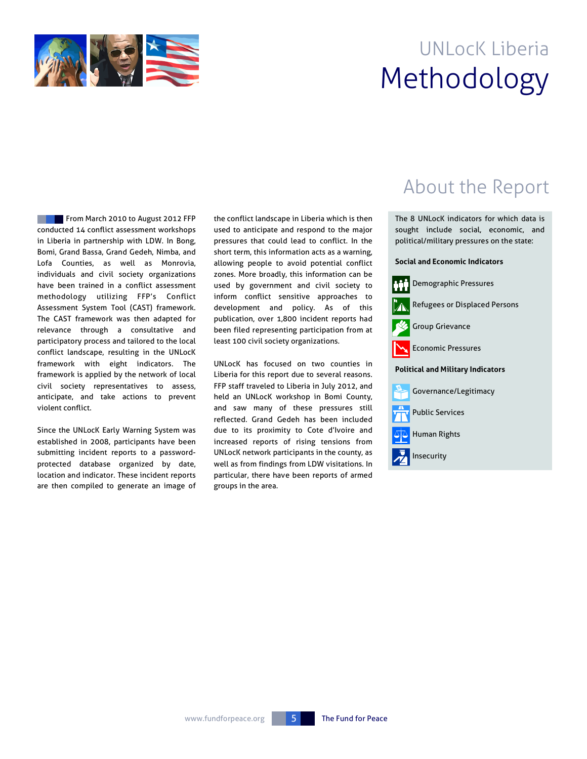# UNLocK Liberia
# Methodology

## About the Report

From March 2010 to August 2012 FFP conducted 14 conflict assessment workshops in Liberia in partnership with LDW. In Bong, Bomi, Grand Bassa, Grand Gedeh, Nimba, and Lofa Counties, as well as Monrovia, individuals and civil society organizations have been trained in a conflict assessment methodology utilizing FFP's Conflict Assessment System Tool (CAST) framework. The CAST framework was then adapted for relevance through a consultative and participatory process and tailored to the local conflict landscape, resulting in the UNLocK framework with eight indicators. The framework is applied by the network of local civil society representatives to assess, anticipate, and take actions to prevent violent conflict.

Since the UNLocK Early Warning System was established in 2008, participants have been submitting incident reports to a password-protected database organized by date, location and indicator. These incident reports are then compiled to generate an image of the conflict landscape in Liberia which is then used to anticipate and respond to the major pressures that could lead to conflict. In the short term, this information acts as a warning, allowing people to avoid potential conflict zones. More broadly, this information can be used by government and civil society to inform conflict sensitive approaches to development and policy. As of this publication, over 1,800 incident reports had been filed representing participation from at least 100 civil society organizations.

UNLocK has focused on two counties in Liberia for this report due to several reasons. FFP staff traveled to Liberia in July 2012, and held an UNLocK workshop in Bomi County, and saw many of these pressures still reflected. Grand Gedeh has been included due to its proximity to Cote d'Ivoire and increased reports of rising tensions from UNLocK network participants in the county, as well as from findings from LDW visitations. In particular, there have been reports of armed groups in the area.

The 8 UNLocK indicators for which data is sought include social, economic, and political/military pressures on the state:

**Social and Economic Indicators**

- Demographic Pressures
- Refugees or Displaced Persons
- Group Grievance
- Economic Pressures

**Political and Military Indicators**

- Governance/Legitimacy
- Public Services
- Human Rights
- Insecurity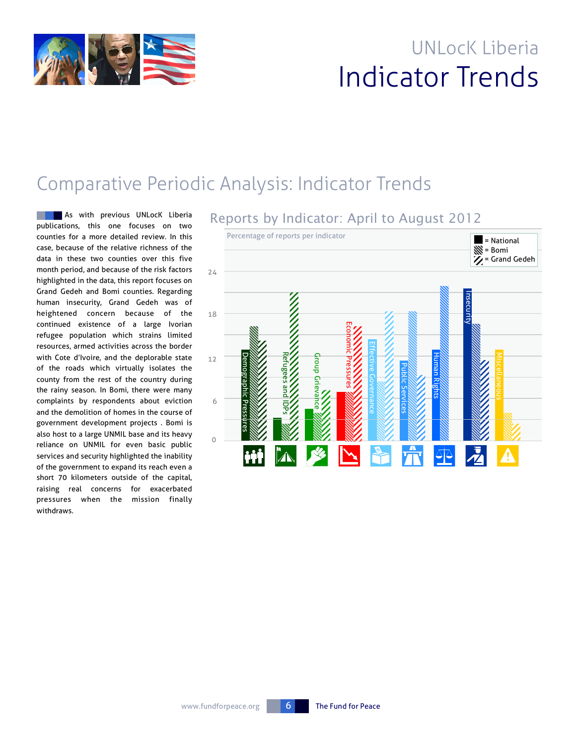# UNLocK Liberia
# Indicator Trends

## Comparative Periodic Analysis: Indicator Trends

As with previous UNLocK Liberia publications, this one focuses on two counties for a more detailed review. In this case, because of the relative richness of the data in these two counties over this five month period, and because of the risk factors highlighted in the data, this report focuses on Grand Gedeh and Bomi counties. Regarding human insecurity, Grand Gedeh was of heightened concern because of the continued existence of a large Ivorian refugee population which strains limited resources, armed activities across the border with Cote d'Ivoire, and the deplorable state of the roads which virtually isolates the county from the rest of the country during the rainy season. In Bomi, there were many complaints by respondents about eviction and the demolition of homes in the course of government development projects . Bomi is also host to a large UNMIL base and its heavy reliance on UNMIL for even basic public services and security highlighted the inability of the government to expand its reach even a short 70 kilometers outside of the capital, raising real concerns for exacerbated pressures when the mission finally withdraws.

### Reports by Indicator: April to August 2012

Percentage of reports per indicator

■ = National
▨ = Bomi
▨ = Grand Gedeh

Demographic Pressures | Refugees and IDPs | Group Grievance | Economic Pressures | Effective Governance | Public Services | Human Rights | Insecurity | Miscellaneous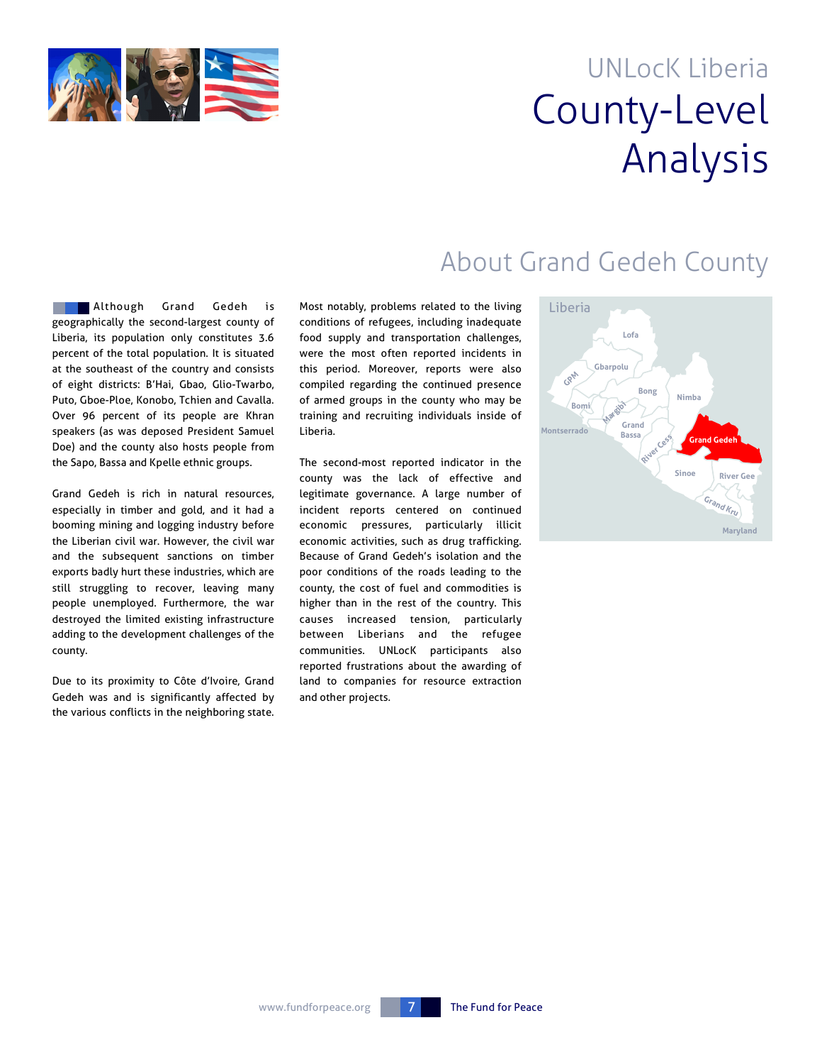# UNLocK Liberia

# County-Level Analysis

## About Grand Gedeh County

Although Grand Gedeh is geographically the second-largest county of Liberia, its population only constitutes 3.6 percent of the total population. It is situated at the southeast of the country and consists of eight districts: B'Hai, Gbao, Glio-Twarbo, Puto, Gboe-Ploe, Konobo, Tchien and Cavalla. Over 96 percent of its people are Khran speakers (as was deposed President Samuel Doe) and the county also hosts people from the Sapo, Bassa and Kpelle ethnic groups.

Grand Gedeh is rich in natural resources, especially in timber and gold, and it had a booming mining and logging industry before the Liberian civil war. However, the civil war and the subsequent sanctions on timber exports badly hurt these industries, which are still struggling to recover, leaving many people unemployed. Furthermore, the war destroyed the limited existing infrastructure adding to the development challenges of the county.

Due to its proximity to Côte d'Ivoire, Grand Gedeh was and is significantly affected by the various conflicts in the neighboring state.

Most notably, problems related to the living conditions of refugees, including inadequate food supply and transportation challenges, were the most often reported incidents in this period. Moreover, reports were also compiled regarding the continued presence of armed groups in the county who may be training and recruiting individuals inside of Liberia.

The second-most reported indicator in the county was the lack of effective and legitimate governance. A large number of incident reports centered on continued economic pressures, particularly illicit economic activities, such as drug trafficking. Because of Grand Gedeh's isolation and the poor conditions of the roads leading to the county, the cost of fuel and commodities is higher than in the rest of the country. This causes increased tension, particularly between Liberians and the refugee communities. UNLocK participants also reported frustrations about the awarding of land to companies for resource extraction and other projects.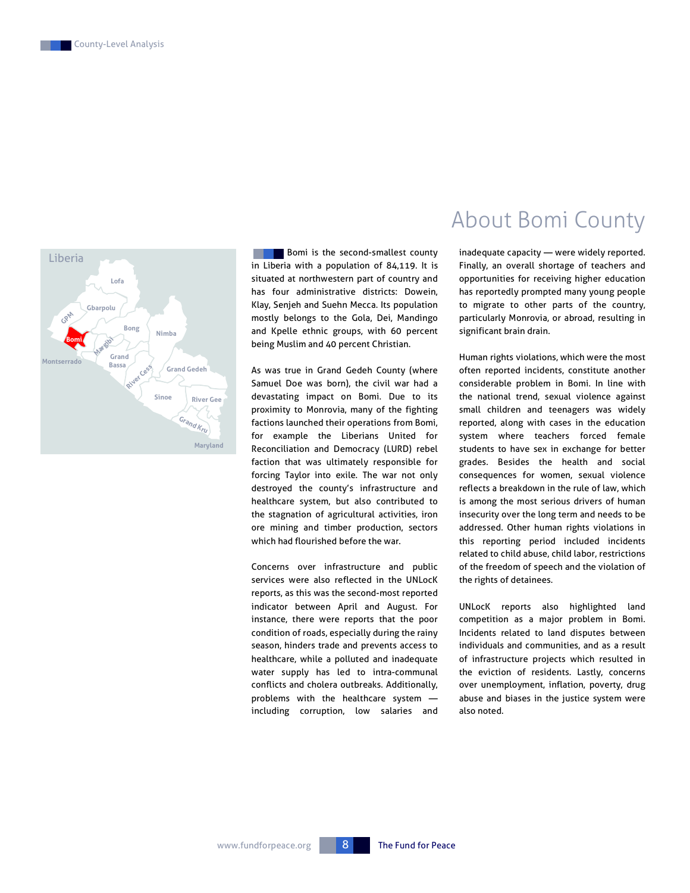# About Bomi County

Bomi is the second-smallest county in Liberia with a population of 84,119. It is situated at northwestern part of country and has four administrative districts: Dowein, Klay, Senjeh and Suehn Mecca. Its population mostly belongs to the Gola, Dei, Mandingo and Kpelle ethnic groups, with 60 percent being Muslim and 40 percent Christian.

As was true in Grand Gedeh County (where Samuel Doe was born), the civil war had a devastating impact on Bomi. Due to its proximity to Monrovia, many of the fighting factions launched their operations from Bomi, for example the Liberians United for Reconciliation and Democracy (LURD) rebel faction that was ultimately responsible for forcing Taylor into exile. The war not only destroyed the county's infrastructure and healthcare system, but also contributed to the stagnation of agricultural activities, iron ore mining and timber production, sectors which had flourished before the war.

Concerns over infrastructure and public services were also reflected in the UNLocK reports, as this was the second-most reported indicator between April and August. For instance, there were reports that the poor condition of roads, especially during the rainy season, hinders trade and prevents access to healthcare, while a polluted and inadequate water supply has led to intra-communal conflicts and cholera outbreaks. Additionally, problems with the healthcare system — including corruption, low salaries and inadequate capacity — were widely reported. Finally, an overall shortage of teachers and opportunities for receiving higher education has reportedly prompted many young people to migrate to other parts of the country, particularly Monrovia, or abroad, resulting in significant brain drain.

Human rights violations, which were the most often reported incidents, constitute another considerable problem in Bomi. In line with the national trend, sexual violence against small children and teenagers was widely reported, along with cases in the education system where teachers forced female students to have sex in exchange for better grades. Besides the health and social consequences for women, sexual violence reflects a breakdown in the rule of law, which is among the most serious drivers of human insecurity over the long term and needs to be addressed. Other human rights violations in this reporting period included incidents related to child abuse, child labor, restrictions of the freedom of speech and the violation of the rights of detainees.

UNLocK reports also highlighted land competition as a major problem in Bomi. Incidents related to land disputes between individuals and communities, and as a result of infrastructure projects which resulted in the eviction of residents. Lastly, concerns over unemployment, inflation, poverty, drug abuse and biases in the justice system were also noted.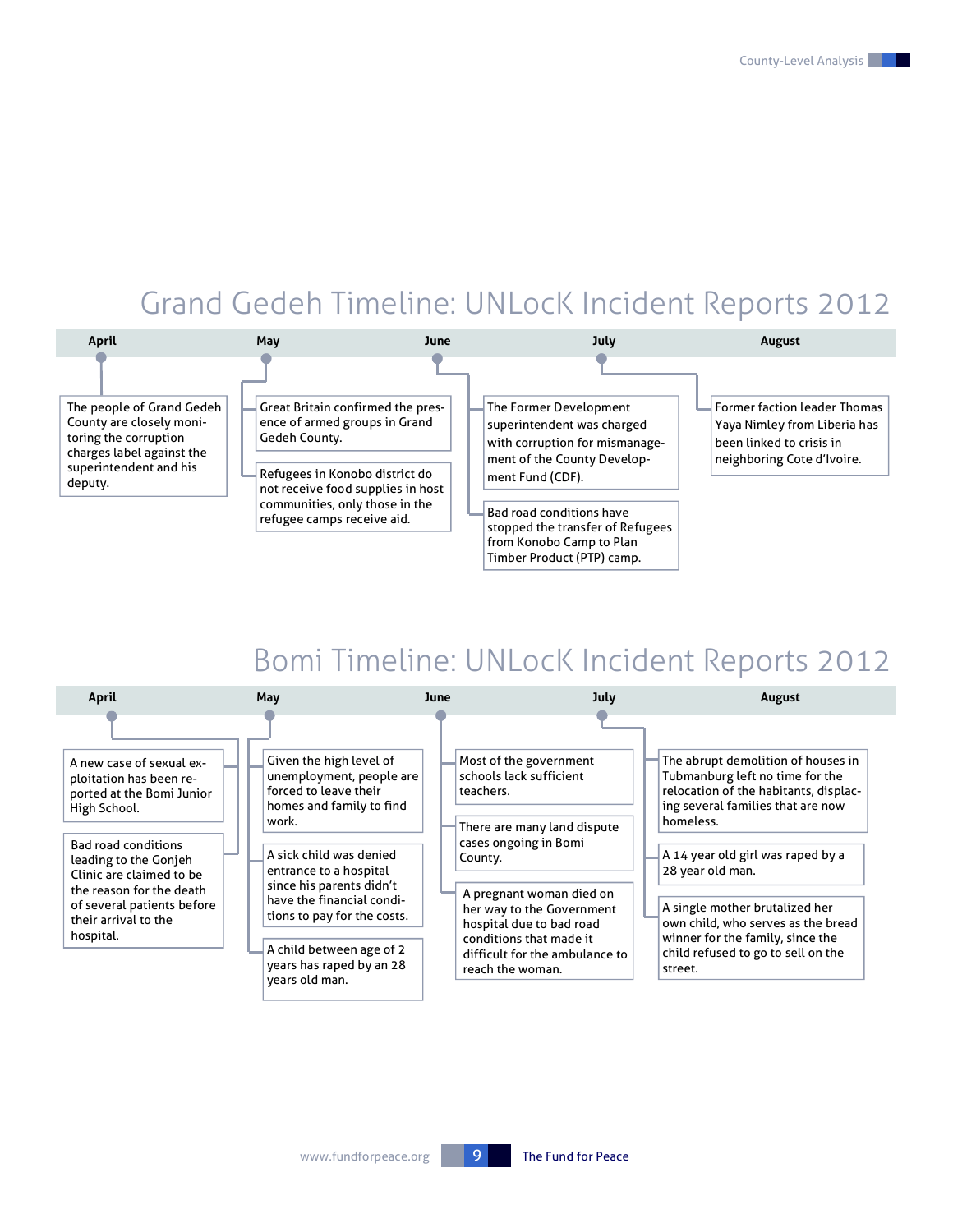## Grand Gedeh Timeline: UNLocK Incident Reports 2012

### April

- The people of Grand Gedeh County are closely monitoring the corruption charges label against the superintendent and his deputy.

### May

- Great Britain confirmed the presence of armed groups in Grand Gedeh County.
- Refugees in Konobo district do not receive food supplies in host communities, only those in the refugee camps receive aid.

### June

- The Former Development superintendent was charged with corruption for mismanagement of the County Development Fund (CDF).
- Bad road conditions have stopped the transfer of Refugees from Konobo Camp to Plan Timber Product (PTP) camp.

### July

- Former faction leader Thomas Yaya Nimley from Liberia has been linked to crisis in neighboring Cote d'Ivoire.

### August

## Bomi Timeline: UNLocK Incident Reports 2012

### April

- A new case of sexual exploitation has been reported at the Bomi Junior High School.
- Bad road conditions leading to the Gonjeh Clinic are claimed to be the reason for the death of several patients before their arrival to the hospital.

### May

- Given the high level of unemployment, people are forced to leave their homes and family to find work.
- A sick child was denied entrance to a hospital since his parents didn't have the financial conditions to pay for the costs.
- A child between age of 2 years has raped by an 28 years old man.

### June

- Most of the government schools lack sufficient teachers.
- There are many land dispute cases ongoing in Bomi County.
- A pregnant woman died on her way to the Government hospital due to bad road conditions that made it difficult for the ambulance to reach the woman.

### July

- The abrupt demolition of houses in Tubmanburg left no time for the relocation of the habitants, displacing several families that are now homeless.
- A 14 year old girl was raped by a 28 year old man.
- A single mother brutalized her own child, who serves as the bread winner for the family, since the child refused to go to sell on the street.

### August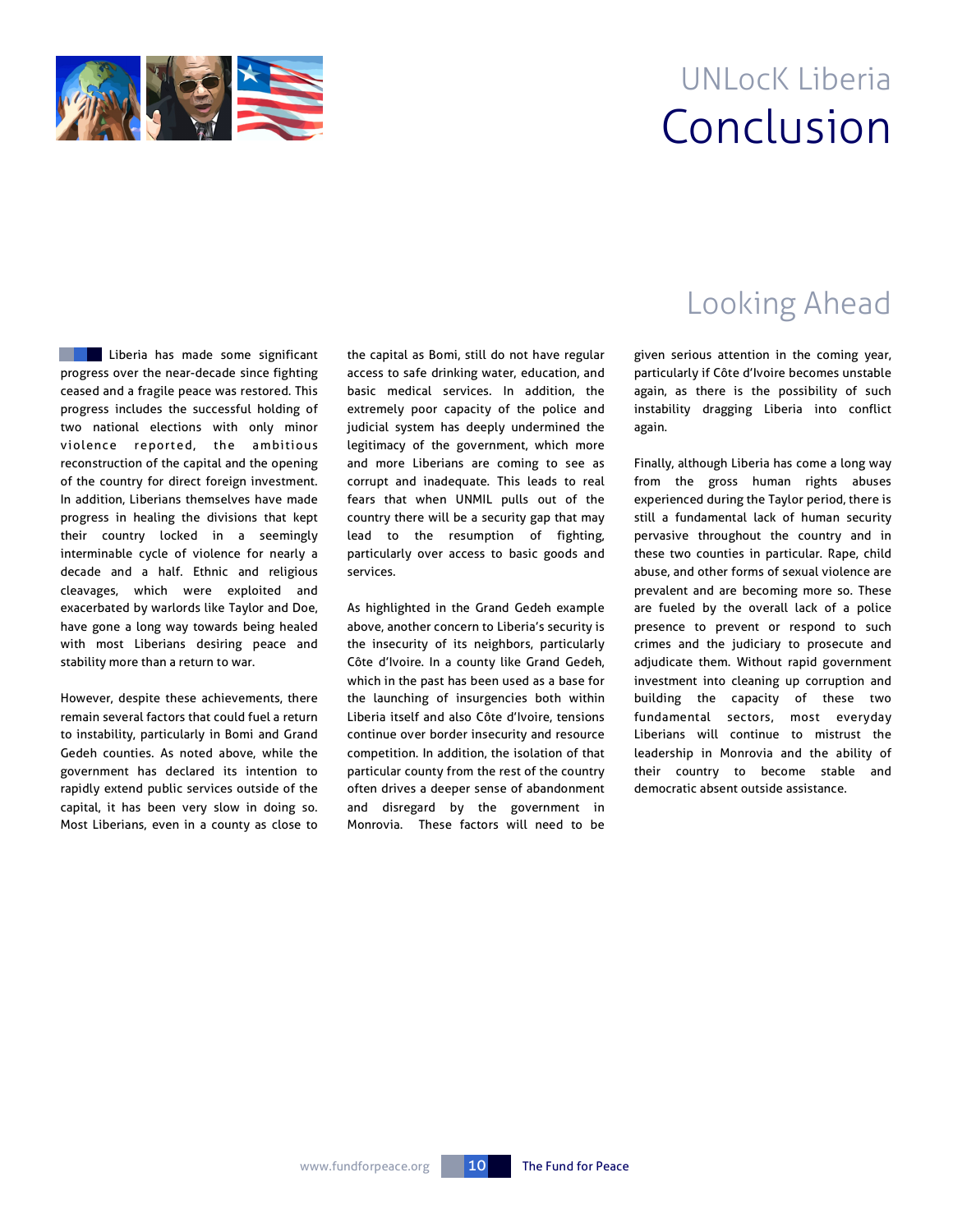# UNLocK Liberia

# Conclusion

## Looking Ahead

Liberia has made some significant progress over the near-decade since fighting ceased and a fragile peace was restored. This progress includes the successful holding of two national elections with only minor violence reported, the ambitious reconstruction of the capital and the opening of the country for direct foreign investment. In addition, Liberians themselves have made progress in healing the divisions that kept their country locked in a seemingly interminable cycle of violence for nearly a decade and a half. Ethnic and religious cleavages, which were exploited and exacerbated by warlords like Taylor and Doe, have gone a long way towards being healed with most Liberians desiring peace and stability more than a return to war.

However, despite these achievements, there remain several factors that could fuel a return to instability, particularly in Bomi and Grand Gedeh counties. As noted above, while the government has declared its intention to rapidly extend public services outside of the capital, it has been very slow in doing so. Most Liberians, even in a county as close to the capital as Bomi, still do not have regular access to safe drinking water, education, and basic medical services. In addition, the extremely poor capacity of the police and judicial system has deeply undermined the legitimacy of the government, which more and more Liberians are coming to see as corrupt and inadequate. This leads to real fears that when UNMIL pulls out of the country there will be a security gap that may lead to the resumption of fighting, particularly over access to basic goods and services.

As highlighted in the Grand Gedeh example above, another concern to Liberia's security is the insecurity of its neighbors, particularly Côte d'Ivoire. In a county like Grand Gedeh, which in the past has been used as a base for the launching of insurgencies both within Liberia itself and also Côte d'Ivoire, tensions continue over border insecurity and resource competition. In addition, the isolation of that particular county from the rest of the country often drives a deeper sense of abandonment and disregard by the government in Monrovia. These factors will need to be given serious attention in the coming year, particularly if Côte d'Ivoire becomes unstable again, as there is the possibility of such instability dragging Liberia into conflict again.

Finally, although Liberia has come a long way from the gross human rights abuses experienced during the Taylor period, there is still a fundamental lack of human security pervasive throughout the country and in these two counties in particular. Rape, child abuse, and other forms of sexual violence are prevalent and are becoming more so. These are fueled by the overall lack of a police presence to prevent or respond to such crimes and the judiciary to prosecute and adjudicate them. Without rapid government investment into cleaning up corruption and building the capacity of these two fundamental sectors, most everyday Liberians will continue to mistrust the leadership in Monrovia and the ability of their country to become stable and democratic absent outside assistance.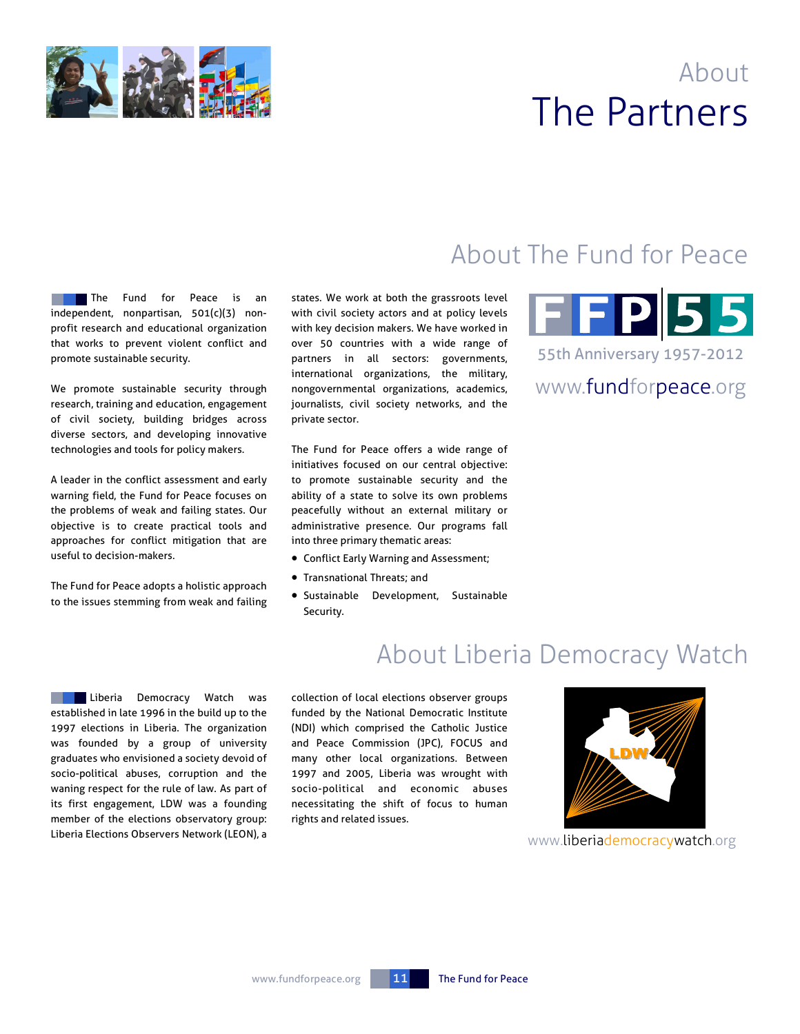# About
# The Partners

## About The Fund for Peace

The Fund for Peace is an independent, nonpartisan, 501(c)(3) non-profit research and educational organization that works to prevent violent conflict and promote sustainable security.

We promote sustainable security through research, training and education, engagement of civil society, building bridges across diverse sectors, and developing innovative technologies and tools for policy makers.

A leader in the conflict assessment and early warning field, the Fund for Peace focuses on the problems of weak and failing states. Our objective is to create practical tools and approaches for conflict mitigation that are useful to decision-makers.

The Fund for Peace adopts a holistic approach to the issues stemming from weak and failing states. We work at both the grassroots level with civil society actors and at policy levels with key decision makers. We have worked in over 50 countries with a wide range of partners in all sectors: governments, international organizations, the military, nongovernmental organizations, academics, journalists, civil society networks, and the private sector.

The Fund for Peace offers a wide range of initiatives focused on our central objective: to promote sustainable security and the ability of a state to solve its own problems peacefully without an external military or administrative presence. Our programs fall into three primary thematic areas:

- Conflict Early Warning and Assessment;
- Transnational Threats; and
- Sustainable Development, Sustainable Security.

FFP 55

55th Anniversary 1957-2012

www.fundforpeace.org

## About Liberia Democracy Watch

Liberia Democracy Watch was established in late 1996 in the build up to the 1997 elections in Liberia. The organization was founded by a group of university graduates who envisioned a society devoid of socio-political abuses, corruption and the waning respect for the rule of law. As part of its first engagement, LDW was a founding member of the elections observatory group: Liberia Elections Observers Network (LEON), a collection of local elections observer groups funded by the National Democratic Institute (NDI) which comprised the Catholic Justice and Peace Commission (JPC), FOCUS and many other local organizations. Between 1997 and 2005, Liberia was wrought with socio-political and economic abuses necessitating the shift of focus to human rights and related issues.

www.liberiademocracywatch.org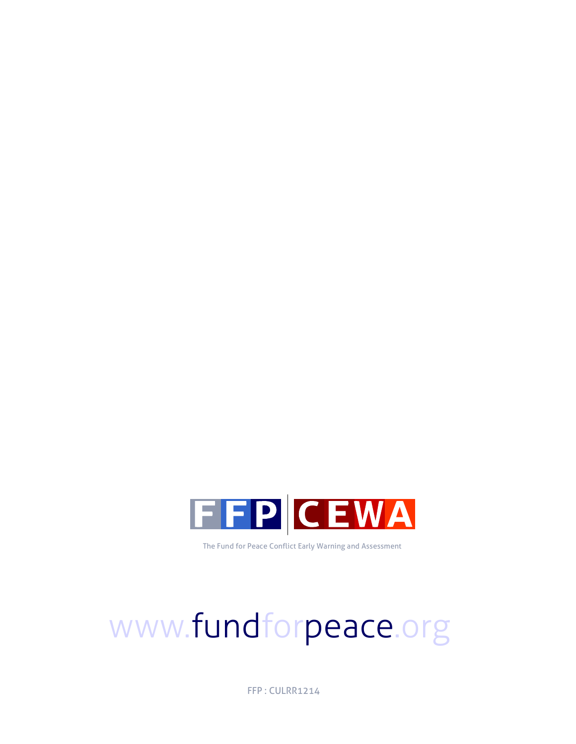FFP | CEWA

The Fund for Peace Conflict Early Warning and Assessment

www.fundforpeace.org

FFP : CULRR1214